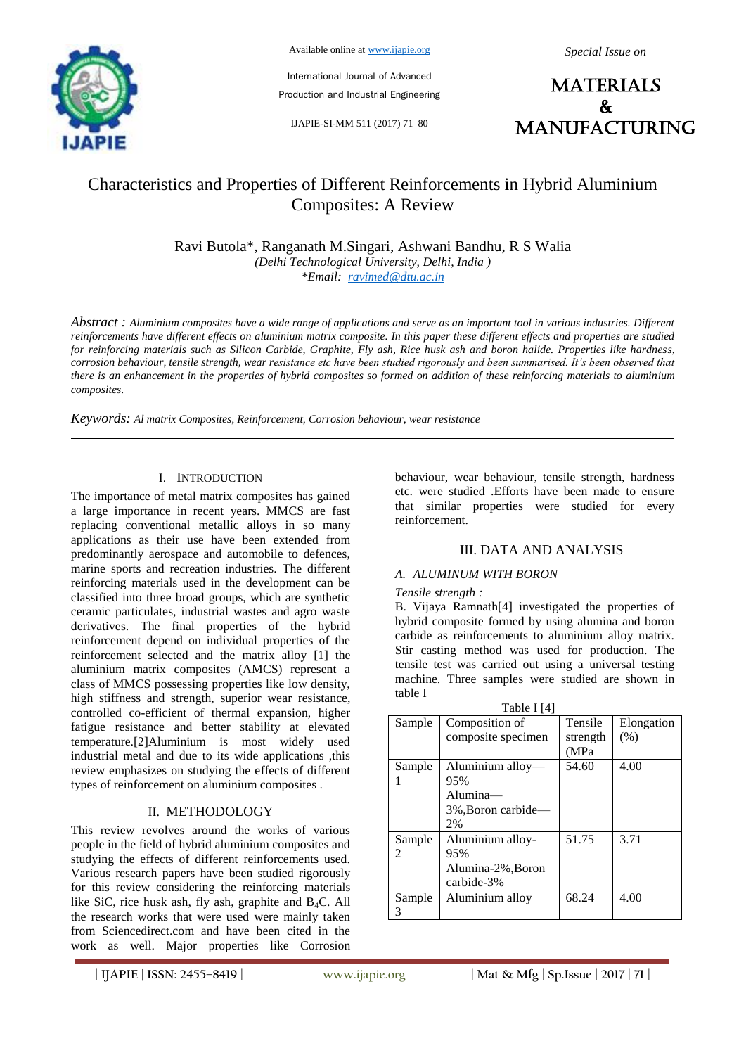# Characteristics and Properties of Different Reinforcements in Hybrid Aluminium Composites: A Review

Ravi Butola*, Ranganath M.Singari, Ashwani Bandhu, R S Walia

*(Delhi Technological University, Delhi, India )*

*\*Email: ravimed@dtu.ac.in*

*Abstract :* *Aluminium composites have a wide range of applications and serve as an important tool in various industries. Different reinforcements have different effects on aluminium matrix composite. In this paper these different effects and properties are studied for reinforcing materials such as Silicon Carbide, Graphite, Fly ash, Rice husk ash and boron halide. Properties like hardness, corrosion behaviour, tensile strength, wear resistance etc have been studied rigorously and been summarised. It's been observed that there is an enhancement in the properties of hybrid composites so formed on addition of these reinforcing materials to aluminium composites.*

*Keywords: Al matrix Composites, Reinforcement, Corrosion behaviour, wear resistance*

## I. Introduction

The importance of metal matrix composites has gained a large importance in recent years. MMCS are fast replacing conventional metallic alloys in so many applications as their use have been extended from predominantly aerospace and automobile to defences, marine sports and recreation industries. The different reinforcing materials used in the development can be classified into three broad groups, which are synthetic ceramic particulates, industrial wastes and agro waste derivatives. The final properties of the hybrid reinforcement depend on individual properties of the reinforcement selected and the matrix alloy [1] the aluminium matrix composites (AMCS) represent a class of MMCS possessing properties like low density, high stiffness and strength, superior wear resistance, controlled co-efficient of thermal expansion, higher fatigue resistance and better stability at elevated temperature.[2]Aluminium is most widely used industrial metal and due to its wide applications ,this review emphasizes on studying the effects of different types of reinforcement on aluminium composites .

## II. Methodology

This review revolves around the works of various people in the field of hybrid aluminium composites and studying the effects of different reinforcements used. Various research papers have been studied rigorously for this review considering the reinforcing materials like SiC, rice husk ash, fly ash, graphite and $B_4C$. All the research works that were used were mainly taken from Sciencedirect.com and have been cited in the work as well. Major properties like Corrosion behaviour, wear behaviour, tensile strength, hardness etc. were studied .Efforts have been made to ensure that similar properties were studied for every reinforcement.

## III. Data and Analysis

### A. Aluminum with Boron

*Tensile strength :*

B. Vijaya Ramnath[4] investigated the properties of hybrid composite formed by using alumina and boron carbide as reinforcements to aluminium alloy matrix. Stir casting method was used for production. The tensile test was carried out using a universal testing machine. Three samples were studied are shown in table I

Table I [4]

| Sample | Composition of composite specimen | Tensile strength (MPa | Elongation (%) |
|---|---|---|---|
| Sample 1 | Aluminium alloy—95% Alumina—3%,Boron carbide—2% | 54.60 | 4.00 |
| Sample 2 | Aluminium alloy-95% Alumina-2%,Boron carbide-3% | 51.75 | 3.71 |
| Sample 3 | Aluminium alloy | 68.24 | 4.00 |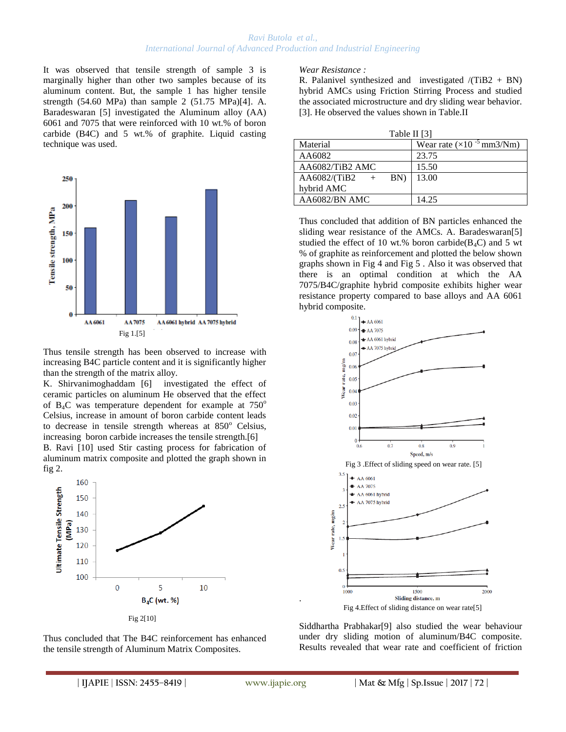It was observed that tensile strength of sample 3 is marginally higher than other two samples because of its aluminum content. But, the sample 1 has higher tensile strength (54.60 MPa) than sample 2 (51.75 MPa)[4]. A. Baradeswaran [5] investigated the Aluminum alloy (AA) 6061 and 7075 that were reinforced with 10 wt.% of boron carbide (B4C) and 5 wt.% of graphite. Liquid casting technique was used.

Fig 1.[5]

Thus tensile strength has been observed to increase with increasing B4C particle content and it is significantly higher than the strength of the matrix alloy.

K. Shirvanimoghaddam [6] investigated the effect of ceramic particles on aluminum He observed that the effect of $B_4C$ was temperature dependent for example at 750$^o$ Celsius, increase in amount of boron carbide content leads to decrease in tensile strength whereas at 850$^o$ Celsius, increasing boron carbide increases the tensile strength.[6]

B. Ravi [10] used Stir casting process for fabrication of aluminum matrix composite and plotted the graph shown in fig 2.

Fig 2[10]

Thus concluded that The B4C reinforcement has enhanced the tensile strength of Aluminum Matrix Composites.

*Wear Resistance :*

R. Palanivel synthesized and investigated /(TiB2 + BN) hybrid AMCs using Friction Stirring Process and studied the associated microstructure and dry sliding wear behavior. [3]. He observed the values shown in Table.II

Table II [3]

| Material | Wear rate ($\times10^{-5}$ mm3/Nm) |
|---|---|
| AA6082 | 23.75 |
| AA6082/TiB2 AMC | 15.50 |
| AA6082/(TiB2 + BN) hybrid AMC | 13.00 |
| AA6082/BN AMC | 14.25 |

Thus concluded that addition of BN particles enhanced the sliding wear resistance of the AMCs. A. Baradeswaran[5] studied the effect of 10 wt.% boron carbide($B_4C$) and 5 wt % of graphite as reinforcement and plotted the below shown graphs shown in Fig 4 and Fig 5 . Also it was observed that there is an optimal condition at which the AA 7075/B4C/graphite hybrid composite exhibits higher wear resistance property compared to base alloys and AA 6061 hybrid composite.

Fig 3 .Effect of sliding speed on wear rate. [5]

Fig 4.Effect of sliding distance on wear rate[5]

Siddhartha Prabhakar[9] also studied the wear behaviour under dry sliding motion of aluminum/B4C composite. Results revealed that wear rate and coefficient of friction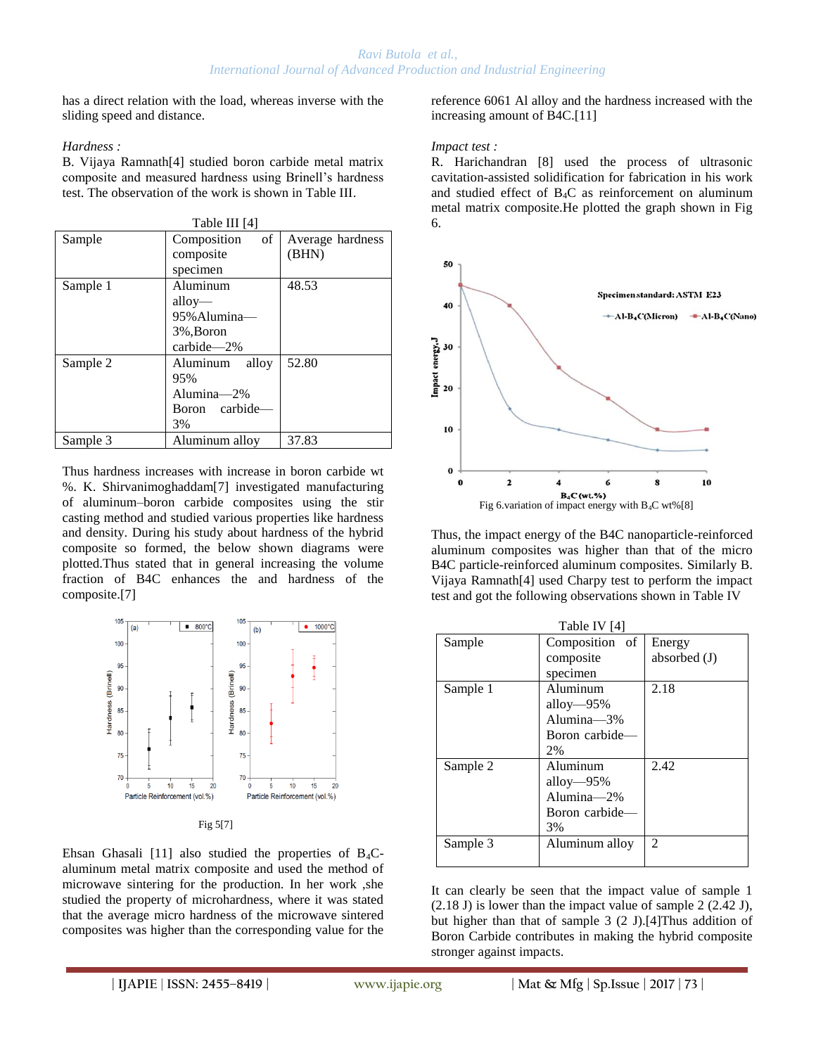has a direct relation with the load, whereas inverse with the sliding speed and distance.

*Hardness :*

B. Vijaya Ramnath[4] studied boron carbide metal matrix composite and measured hardness using Brinell's hardness test. The observation of the work is shown in Table III.

Table III [4]

| Sample | Composition of composite specimen | Average hardness (BHN) |
|---|---|---|
| Sample 1 | Aluminum alloy—95%Alumina—3%,Boron carbide—2% | 48.53 |
| Sample 2 | Aluminum alloy 95% Alumina—2% Boron carbide—3% | 52.80 |
| Sample 3 | Aluminum alloy | 37.83 |

Thus hardness increases with increase in boron carbide wt %. K. Shirvanimoghaddam[7] investigated manufacturing of aluminum–boron carbide composites using the stir casting method and studied various properties like hardness and density. During his study about hardness of the hybrid composite so formed, the below shown diagrams were plotted.Thus stated that in general increasing the volume fraction of B4C enhances the and hardness of the composite.[7]

Fig 5[7]

Ehsan Ghasali [11] also studied the properties of $B_4C$-aluminum metal matrix composite and used the method of microwave sintering for the production. In her work ,she studied the property of microhardness, where it was stated that the average micro hardness of the microwave sintered composites was higher than the corresponding value for the reference 6061 Al alloy and the hardness increased with the increasing amount of B4C.[11]

*Impact test :*

R. Harichandran [8] used the process of ultrasonic cavitation-assisted solidification for fabrication in his work and studied effect of $B_4C$ as reinforcement on aluminum metal matrix composite.He plotted the graph shown in Fig 6.

Fig 6.variation of impact energy with $B_4C$ wt%[8]

Thus, the impact energy of the B4C nanoparticle-reinforced aluminum composites was higher than that of the micro B4C particle-reinforced aluminum composites. Similarly B. Vijaya Ramnath[4] used Charpy test to perform the impact test and got the following observations shown in Table IV

Table IV [4]

| Sample | Composition of composite specimen | Energy absorbed (J) |
|---|---|---|
| Sample 1 | Aluminum alloy—95% Alumina—3% Boron carbide—2% | 2.18 |
| Sample 2 | Aluminum alloy—95% Alumina—2% Boron carbide—3% | 2.42 |
| Sample 3 | Aluminum alloy | 2 |

It can clearly be seen that the impact value of sample 1 (2.18 J) is lower than the impact value of sample 2 (2.42 J), but higher than that of sample 3 (2 J).[4]Thus addition of Boron Carbide contributes in making the hybrid composite stronger against impacts.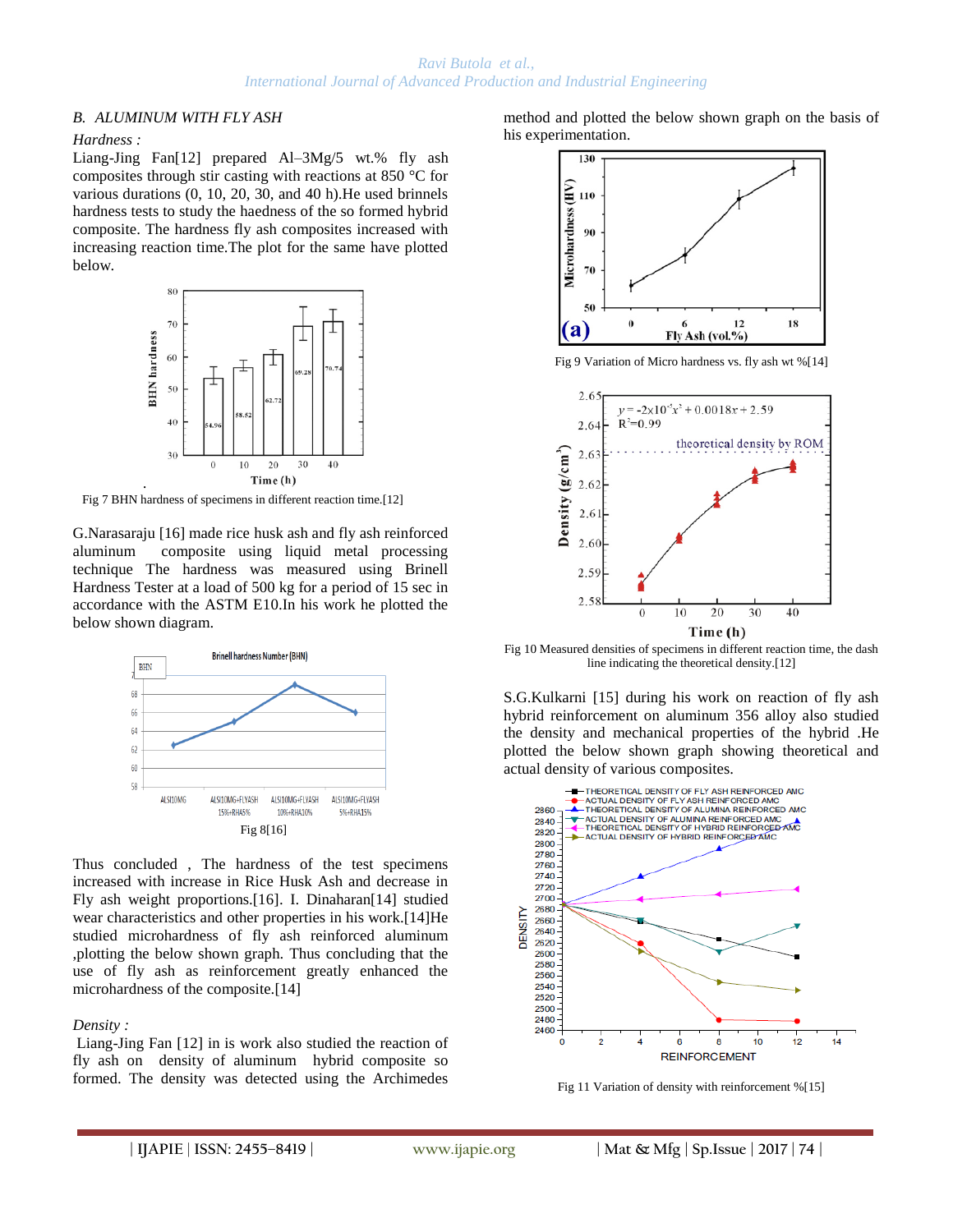### B. ALUMINUM WITH FLY ASH

*Hardness :*

Liang-Jing Fan[12] prepared Al–3Mg/5 wt.% fly ash composites through stir casting with reactions at 850 °C for various durations (0, 10, 20, 30, and 40 h).He used brinnels hardness tests to study the haedness of the so formed hybrid composite. The hardness fly ash composites increased with increasing reaction time.The plot for the same have plotted below.

Fig 7 BHN hardness of specimens in different reaction time.[12]

G.Narasaraju [16] made rice husk ash and fly ash reinforced aluminum composite using liquid metal processing technique The hardness was measured using Brinell Hardness Tester at a load of 500 kg for a period of 15 sec in accordance with the ASTM E10.In his work he plotted the below shown diagram.

Fig 8[16]

Thus concluded , The hardness of the test specimens increased with increase in Rice Husk Ash and decrease in Fly ash weight proportions.[16]. I. Dinaharan[14] studied wear characteristics and other properties in his work.[14]He studied microhardness of fly ash reinforced aluminum ,plotting the below shown graph. Thus concluding that the use of fly ash as reinforcement greatly enhanced the microhardness of the composite.[14]

*Density :*

Liang-Jing Fan [12] in is work also studied the reaction of fly ash on density of aluminum hybrid composite so formed. The density was detected using the Archimedes method and plotted the below shown graph on the basis of his experimentation.

Fig 9 Variation of Micro hardness vs. fly ash wt %[14]

Fig 10 Measured densities of specimens in different reaction time, the dash line indicating the theoretical density.[12]

S.G.Kulkarni [15] during his work on reaction of fly ash hybrid reinforcement on aluminum 356 alloy also studied the density and mechanical properties of the hybrid .He plotted the below shown graph showing theoretical and actual density of various composites.

Fig 11 Variation of density with reinforcement %[15]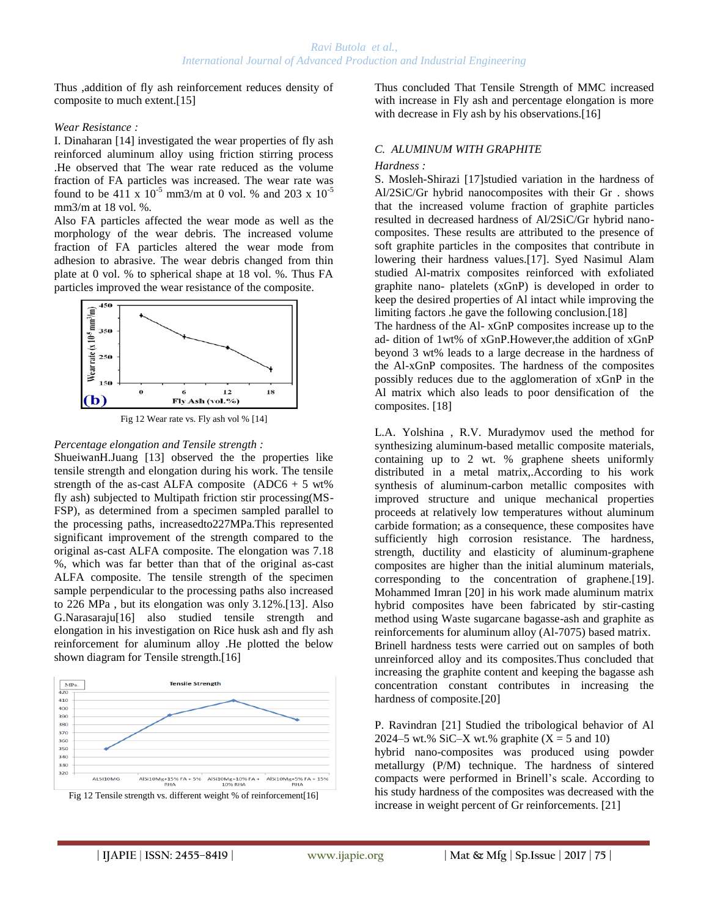Thus ,addition of fly ash reinforcement reduces density of composite to much extent.[15]

*Wear Resistance :*

I. Dinaharan [14] investigated the wear properties of fly ash reinforced aluminum alloy using friction stirring process .He observed that The wear rate reduced as the volume fraction of FA particles was increased. The wear rate was found to be 411 x $10^{-5}$ mm3/m at 0 vol. % and 203 x $10^{-5}$ mm3/m at 18 vol. %.

Also FA particles affected the wear mode as well as the morphology of the wear debris. The increased volume fraction of FA particles altered the wear mode from adhesion to abrasive. The wear debris changed from thin plate at 0 vol. % to spherical shape at 18 vol. %. Thus FA particles improved the wear resistance of the composite.

Fig 12 Wear rate vs. Fly ash vol % [14]

*Percentage elongation and Tensile strength :*

ShueiwanH.Juang [13] observed the the properties like tensile strength and elongation during his work. The tensile strength of the as-cast ALFA composite (ADC6 + 5 wt% fly ash) subjected to Multipath friction stir processing(MS-FSP), as determined from a specimen sampled parallel to the processing paths, increasedto227MPa.This represented significant improvement of the strength compared to the original as-cast ALFA composite. The elongation was 7.18 %, which was far better than that of the original as-cast ALFA composite. The tensile strength of the specimen sample perpendicular to the processing paths also increased to 226 MPa , but its elongation was only 3.12%.[13]. Also G.Narasaraju[16] also studied tensile strength and elongation in his investigation on Rice husk ash and fly ash reinforcement for aluminum alloy .He plotted the below shown diagram for Tensile strength.[16]

Fig 12 Tensile strength vs. different weight % of reinforcement[16]

Thus concluded That Tensile Strength of MMC increased with increase in Fly ash and percentage elongation is more with decrease in Fly ash by his observations.[16]

### C. ALUMINUM WITH GRAPHITE

*Hardness :*

S. Mosleh-Shirazi [17]studied variation in the hardness of Al/2SiC/Gr hybrid nanocomposites with their Gr . shows that the increased volume fraction of graphite particles resulted in decreased hardness of Al/2SiC/Gr hybrid nano-composites. These results are attributed to the presence of soft graphite particles in the composites that contribute in lowering their hardness values.[17]. Syed Nasimul Alam studied Al-matrix composites reinforced with exfoliated graphite nano- platelets (xGnP) is developed in order to keep the desired properties of Al intact while improving the limiting factors .he gave the following conclusion.[18]

The hardness of the Al- xGnP composites increase up to the ad- dition of 1wt% of xGnP.However,the addition of xGnP beyond 3 wt% leads to a large decrease in the hardness of the Al-xGnP composites. The hardness of the composites possibly reduces due to the agglomeration of xGnP in the Al matrix which also leads to poor densification of the composites. [18]

L.A. Yolshina , R.V. Muradymov used the method for synthesizing aluminum-based metallic composite materials, containing up to 2 wt. % graphene sheets uniformly distributed in a metal matrix,.According to his work synthesis of aluminum-carbon metallic composites with improved structure and unique mechanical properties proceeds at relatively low temperatures without aluminum carbide formation; as a consequence, these composites have sufficiently high corrosion resistance. The hardness, strength, ductility and elasticity of aluminum-graphene composites are higher than the initial aluminum materials, corresponding to the concentration of graphene.[19]. Mohammed Imran [20] in his work made aluminum matrix hybrid composites have been fabricated by stir-casting method using Waste sugarcane bagasse-ash and graphite as reinforcements for aluminum alloy (Al-7075) based matrix. Brinell hardness tests were carried out on samples of both unreinforced alloy and its composites.Thus concluded that increasing the graphite content and keeping the bagasse ash concentration constant contributes in increasing the hardness of composite.[20]

P. Ravindran [21] Studied the tribological behavior of Al 2024–5 wt.% SiC–X wt.% graphite (X = 5 and 10) hybrid nano-composites was produced using powder metallurgy (P/M) technique. The hardness of sintered compacts were performed in Brinell's scale. According to his study hardness of the composites was decreased with the increase in weight percent of Gr reinforcements. [21]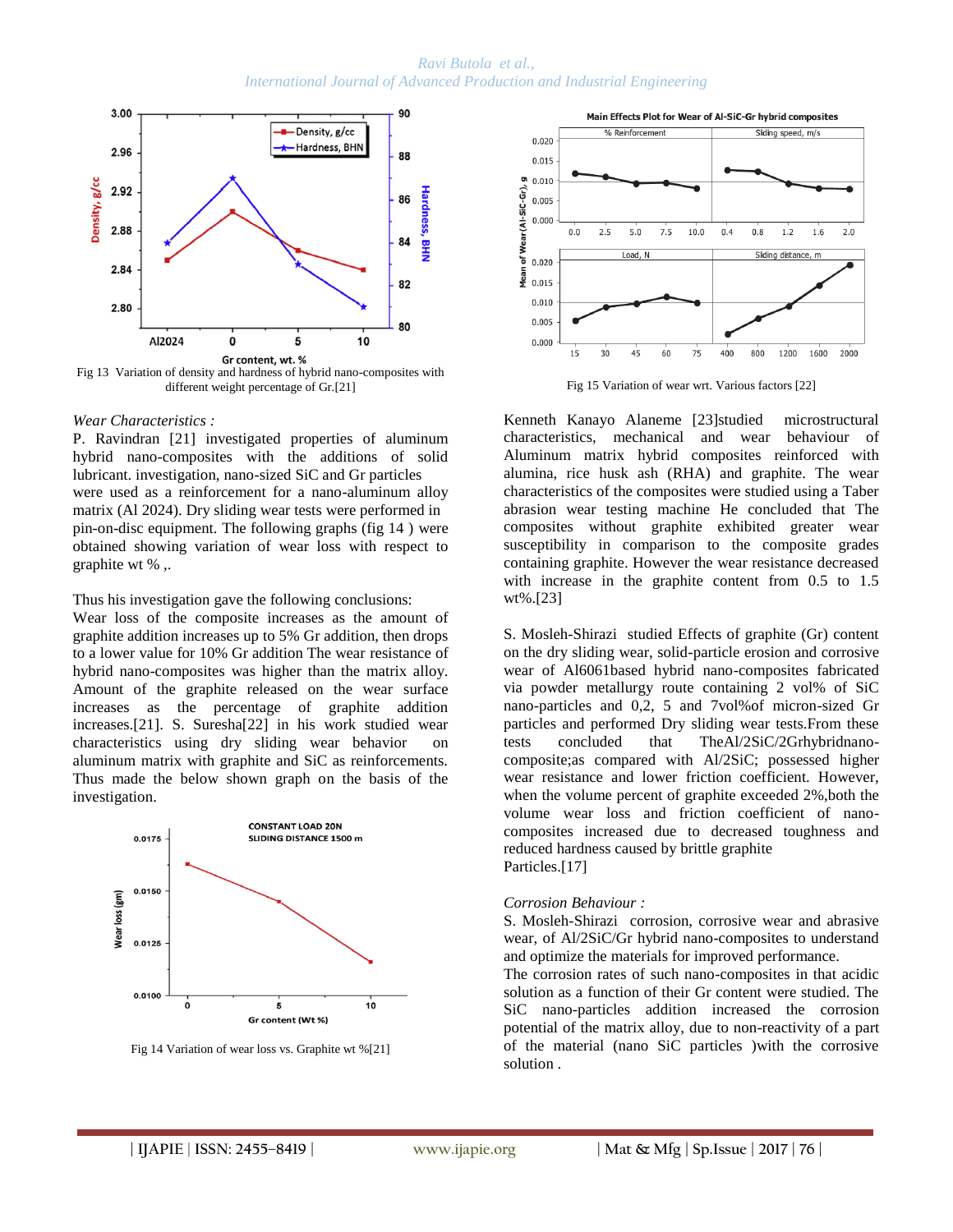Fig 13 Variation of density and hardness of hybrid nano-composites with different weight percentage of Gr.[21]

*Wear Characteristics :*

P. Ravindran [21] investigated properties of aluminum hybrid nano-composites with the additions of solid lubricant. investigation, nano-sized SiC and Gr particles were used as a reinforcement for a nano-aluminum alloy matrix (Al 2024). Dry sliding wear tests were performed in pin-on-disc equipment. The following graphs (fig 14 ) were obtained showing variation of wear loss with respect to graphite wt % ,.

Thus his investigation gave the following conclusions:
Wear loss of the composite increases as the amount of graphite addition increases up to 5% Gr addition, then drops to a lower value for 10% Gr addition The wear resistance of hybrid nano-composites was higher than the matrix alloy. Amount of the graphite released on the wear surface increases as the percentage of graphite addition increases.[21]. S. Suresha[22] in his work studied wear characteristics using dry sliding wear behavior on aluminum matrix with graphite and SiC as reinforcements. Thus made the below shown graph on the basis of the investigation.

Fig 14 Variation of wear loss vs. Graphite wt %[21]

Fig 15 Variation of wear wrt. Various factors [22]

Kenneth Kanayo Alaneme [23]studied microstructural characteristics, mechanical and wear behaviour of Aluminum matrix hybrid composites reinforced with alumina, rice husk ash (RHA) and graphite. The wear characteristics of the composites were studied using a Taber abrasion wear testing machine He concluded that The composites without graphite exhibited greater wear susceptibility in comparison to the composite grades containing graphite. However the wear resistance decreased with increase in the graphite content from 0.5 to 1.5 wt%.[23]

S. Mosleh-Shirazi studied Effects of graphite (Gr) content on the dry sliding wear, solid-particle erosion and corrosive wear of Al6061based hybrid nano-composites fabricated via powder metallurgy route containing 2 vol% of SiC nano-particles and 0,2, 5 and 7vol%of micron-sized Gr particles and performed Dry sliding wear tests.From these tests concluded that TheAl/2SiC/2Grhybridnano-composite;as compared with Al/2SiC; possessed higher wear resistance and lower friction coefficient. However, when the volume percent of graphite exceeded 2%,both the volume wear loss and friction coefficient of nano-composites increased due to decreased toughness and reduced hardness caused by brittle graphite Particles.[17]

*Corrosion Behaviour :*

S. Mosleh-Shirazi corrosion, corrosive wear and abrasive wear, of Al/2SiC/Gr hybrid nano-composites to understand and optimize the materials for improved performance.
The corrosion rates of such nano-composites in that acidic solution as a function of their Gr content were studied. The SiC nano-particles addition increased the corrosion potential of the matrix alloy, due to non-reactivity of a part of the material (nano SiC particles )with the corrosive solution .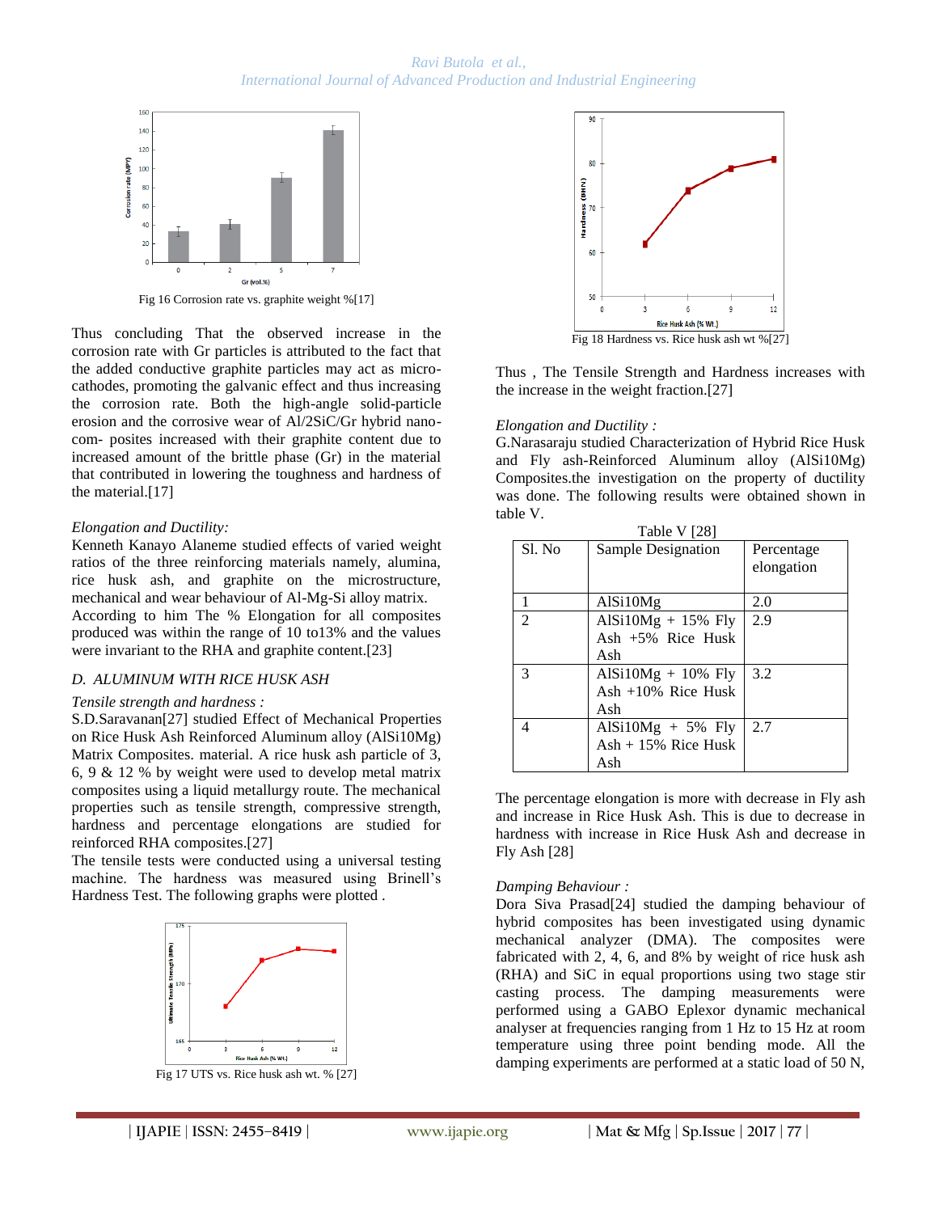Fig 16 Corrosion rate vs. graphite weight %[17]

Thus concluding That the observed increase in the corrosion rate with Gr particles is attributed to the fact that the added conductive graphite particles may act as micro-cathodes, promoting the galvanic effect and thus increasing the corrosion rate. Both the high-angle solid-particle erosion and the corrosive wear of Al/2SiC/Gr hybrid nano-com- posites increased with their graphite content due to increased amount of the brittle phase (Gr) in the material that contributed in lowering the toughness and hardness of the material.[17]

*Elongation and Ductility:*

Kenneth Kanayo Alaneme studied effects of varied weight ratios of the three reinforcing materials namely, alumina, rice husk ash, and graphite on the microstructure, mechanical and wear behaviour of Al-Mg-Si alloy matrix. According to him The % Elongation for all composites produced was within the range of 10 to13% and the values were invariant to the RHA and graphite content.[23]

### D. ALUMINUM WITH RICE HUSK ASH

*Tensile strength and hardness :*

S.D.Saravanan[27] studied Effect of Mechanical Properties on Rice Husk Ash Reinforced Aluminum alloy (AlSi10Mg) Matrix Composites. material. A rice husk ash particle of 3, 6, 9 & 12 % by weight were used to develop metal matrix composites using a liquid metallurgy route. The mechanical properties such as tensile strength, compressive strength, hardness and percentage elongations are studied for reinforced RHA composites.[27]

The tensile tests were conducted using a universal testing machine. The hardness was measured using Brinell's Hardness Test. The following graphs were plotted .

Fig 17 UTS vs. Rice husk ash wt. % [27]

Fig 18 Hardness vs. Rice husk ash wt %[27]

Thus , The Tensile Strength and Hardness increases with the increase in the weight fraction.[27]

*Elongation and Ductility :*

G.Narasaraju studied Characterization of Hybrid Rice Husk and Fly ash-Reinforced Aluminum alloy (AlSi10Mg) Composites.the investigation on the property of ductility was done. The following results were obtained shown in table V.

Table V [28]

| Sl. No | Sample Designation | Percentage elongation |
|---|---|---|
| 1 | AlSi10Mg | 2.0 |
| 2 | AlSi10Mg + 15% Fly Ash +5% Rice Husk Ash | 2.9 |
| 3 | AlSi10Mg + 10% Fly Ash +10% Rice Husk Ash | 3.2 |
| 4 | AlSi10Mg + 5% Fly Ash + 15% Rice Husk Ash | 2.7 |

The percentage elongation is more with decrease in Fly ash and increase in Rice Husk Ash. This is due to decrease in hardness with increase in Rice Husk Ash and decrease in Fly Ash [28]

*Damping Behaviour :*

Dora Siva Prasad[24] studied the damping behaviour of hybrid composites has been investigated using dynamic mechanical analyzer (DMA). The composites were fabricated with 2, 4, 6, and 8% by weight of rice husk ash (RHA) and SiC in equal proportions using two stage stir casting process. The damping measurements were performed using a GABO Eplexor dynamic mechanical analyser at frequencies ranging from 1 Hz to 15 Hz at room temperature using three point bending mode. All the damping experiments are performed at a static load of 50 N,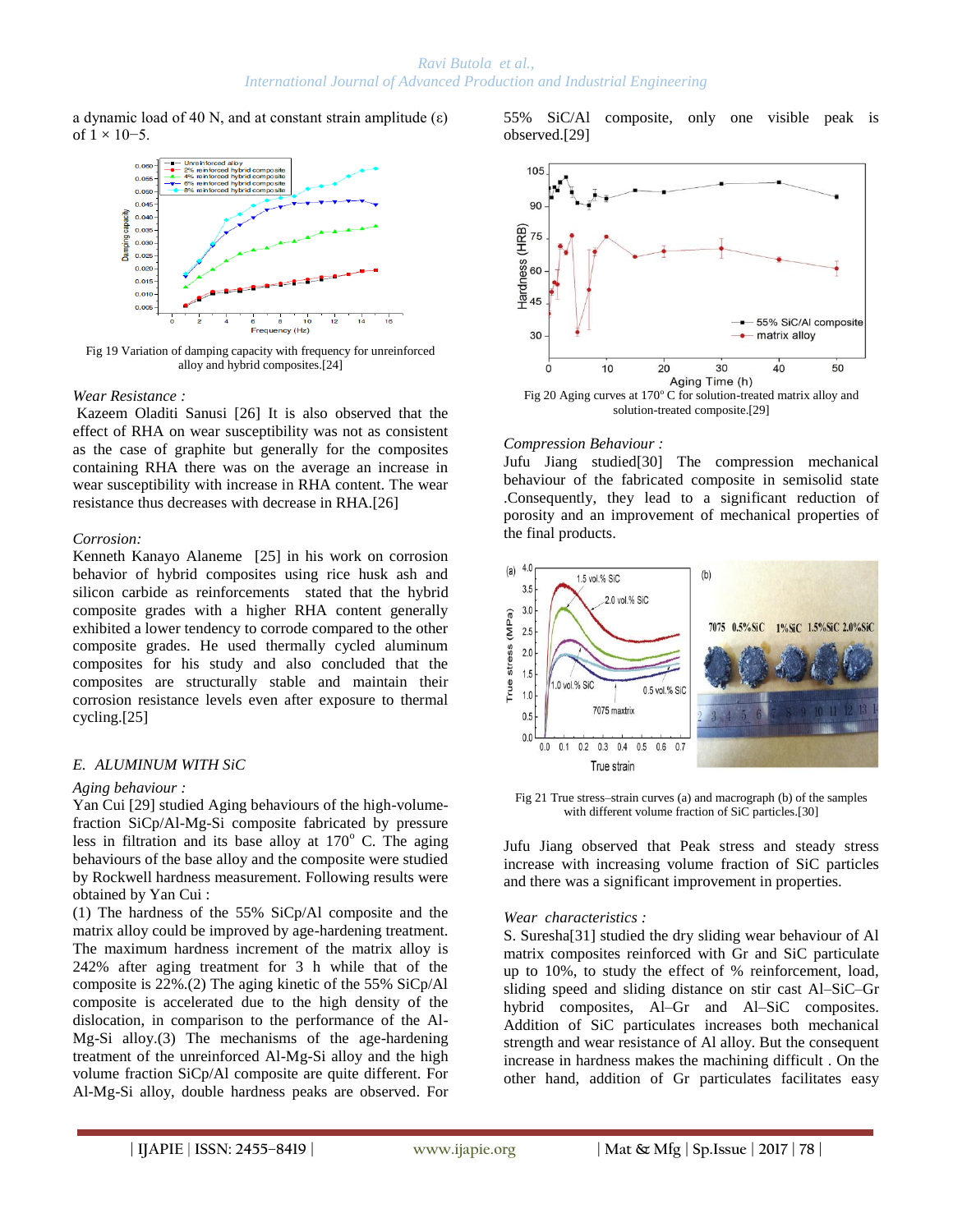a dynamic load of 40 N, and at constant strain amplitude (ε) of $1 \times 10^{-5}$.

Fig 19 Variation of damping capacity with frequency for unreinforced alloy and hybrid composites.[24]

*Wear Resistance :*

Kazeem Oladiti Sanusi [26] It is also observed that the effect of RHA on wear susceptibility was not as consistent as the case of graphite but generally for the composites containing RHA there was on the average an increase in wear susceptibility with increase in RHA content. The wear resistance thus decreases with decrease in RHA.[26]

*Corrosion:*

Kenneth Kanayo Alaneme [25] in his work on corrosion behavior of hybrid composites using rice husk ash and silicon carbide as reinforcements stated that the hybrid composite grades with a higher RHA content generally exhibited a lower tendency to corrode compared to the other composite grades. He used thermally cycled aluminum composites for his study and also concluded that the composites are structurally stable and maintain their corrosion resistance levels even after exposure to thermal cycling.[25]

## E. ALUMINUM WITH SiC

*Aging behaviour :*

Yan Cui [29] studied Aging behaviours of the high-volume-fraction SiCp/Al-Mg-Si composite fabricated by pressure less in filtration and its base alloy at 170° C. The aging behaviours of the base alloy and the composite were studied by Rockwell hardness measurement. Following results were obtained by Yan Cui :

(1) The hardness of the 55% SiCp/Al composite and the matrix alloy could be improved by age-hardening treatment. The maximum hardness increment of the matrix alloy is 242% after aging treatment for 3 h while that of the composite is 22%.(2) The aging kinetic of the 55% SiCp/Al composite is accelerated due to the high density of the dislocation, in comparison to the performance of the Al-Mg-Si alloy.(3) The mechanisms of the age-hardening treatment of the unreinforced Al-Mg-Si alloy and the high volume fraction SiCp/Al composite are quite different. For Al-Mg-Si alloy, double hardness peaks are observed. For 55% SiC/Al composite, only one visible peak is observed.[29]

Fig 20 Aging curves at 170° C for solution-treated matrix alloy and solution-treated composite.[29]

*Compression Behaviour :*

Jufu Jiang studied[30] The compression mechanical behaviour of the fabricated composite in semisolid state .Consequently, they lead to a significant reduction of porosity and an improvement of mechanical properties of the final products.

Fig 21 True stress–strain curves (a) and macrograph (b) of the samples with different volume fraction of SiC particles.[30]

Jufu Jiang observed that Peak stress and steady stress increase with increasing volume fraction of SiC particles and there was a significant improvement in properties.

*Wear characteristics :*

S. Suresha[31] studied the dry sliding wear behaviour of Al matrix composites reinforced with Gr and SiC particulate up to 10%, to study the effect of % reinforcement, load, sliding speed and sliding distance on stir cast Al–SiC–Gr hybrid composites, Al–Gr and Al–SiC composites. Addition of SiC particulates increases both mechanical strength and wear resistance of Al alloy. But the consequent increase in hardness makes the machining difficult . On the other hand, addition of Gr particulates facilitates easy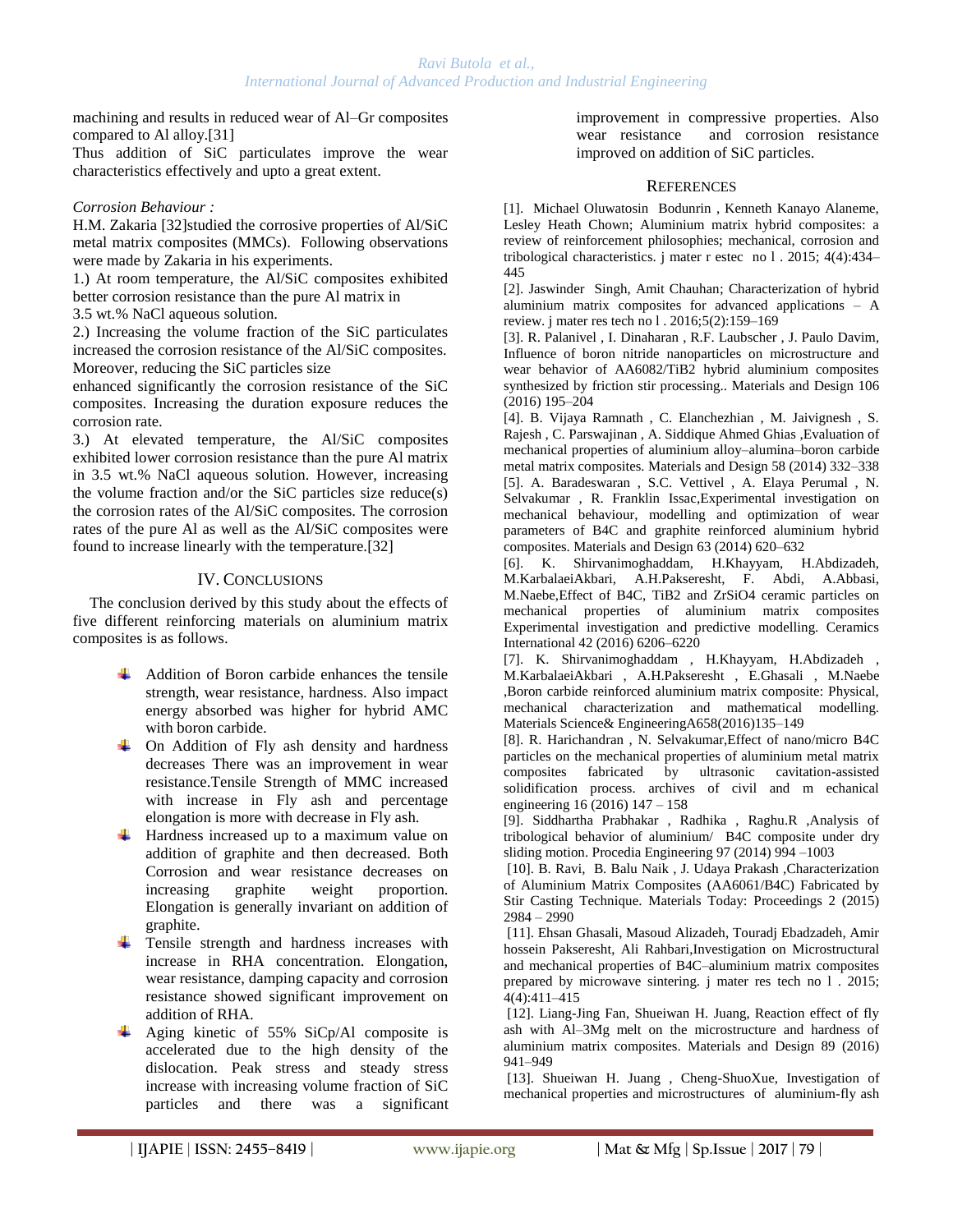machining and results in reduced wear of Al–Gr composites compared to Al alloy.[31]

Thus addition of SiC particulates improve the wear characteristics effectively and upto a great extent.

*Corrosion Behaviour :*

H.M. Zakaria [32]studied the corrosive properties of Al/SiC metal matrix composites (MMCs). Following observations were made by Zakaria in his experiments.

1.) At room temperature, the Al/SiC composites exhibited better corrosion resistance than the pure Al matrix in 3.5 wt.% NaCl aqueous solution.

2.) Increasing the volume fraction of the SiC particulates increased the corrosion resistance of the Al/SiC composites. Moreover, reducing the SiC particles size enhanced significantly the corrosion resistance of the SiC composites. Increasing the duration exposure reduces the corrosion rate.

3.) At elevated temperature, the Al/SiC composites exhibited lower corrosion resistance than the pure Al matrix in 3.5 wt.% NaCl aqueous solution. However, increasing the volume fraction and/or the SiC particles size reduce(s) the corrosion rates of the Al/SiC composites. The corrosion rates of the pure Al as well as the Al/SiC composites were found to increase linearly with the temperature.[32]

## IV. Conclusions

The conclusion derived by this study about the effects of five different reinforcing materials on aluminium matrix composites is as follows.

- Addition of Boron carbide enhances the tensile strength, wear resistance, hardness. Also impact energy absorbed was higher for hybrid AMC with boron carbide.
- On Addition of Fly ash density and hardness decreases There was an improvement in wear resistance.Tensile Strength of MMC increased with increase in Fly ash and percentage elongation is more with decrease in Fly ash.
- Hardness increased up to a maximum value on addition of graphite and then decreased. Both Corrosion and wear resistance decreases on increasing graphite weight proportion. Elongation is generally invariant on addition of graphite.
- Tensile strength and hardness increases with increase in RHA concentration. Elongation, wear resistance, damping capacity and corrosion resistance showed significant improvement on addition of RHA.
- Aging kinetic of 55% SiCp/Al composite is accelerated due to the high density of the dislocation. Peak stress and steady stress increase with increasing volume fraction of SiC particles and there was a significant improvement in compressive properties. Also wear resistance and corrosion resistance improved on addition of SiC particles.

## References

[1]. Michael Oluwatosin Bodunrin , Kenneth Kanayo Alaneme, Lesley Heath Chown; Aluminium matrix hybrid composites: a review of reinforcement philosophies; mechanical, corrosion and tribological characteristics. j mater r estec no l . 2015; 4(4):434–445

[2]. Jaswinder Singh, Amit Chauhan; Characterization of hybrid aluminium matrix composites for advanced applications – A review. j mater res tech no l . 2016;5(2):159–169

[3]. R. Palanivel , I. Dinaharan , R.F. Laubscher , J. Paulo Davim, Influence of boron nitride nanoparticles on microstructure and wear behavior of AA6082/TiB2 hybrid aluminium composites synthesized by friction stir processing.. Materials and Design 106 (2016) 195–204

[4]. B. Vijaya Ramnath , C. Elanchezhian , M. Jaivignesh , S. Rajesh , C. Parswajinan , A. Siddique Ahmed Ghias ,Evaluation of mechanical properties of aluminium alloy–alumina–boron carbide metal matrix composites. Materials and Design 58 (2014) 332–338

[5]. A. Baradeswaran , S.C. Vettivel , A. Elaya Perumal , N. Selvakumar , R. Franklin Issac,Experimental investigation on mechanical behaviour, modelling and optimization of wear parameters of B4C and graphite reinforced aluminium hybrid composites. Materials and Design 63 (2014) 620–632

[6]. K. Shirvanimoghaddam, H.Khayyam, H.Abdizadeh, M.KarbalaeiAkbari, A.H.Pakseresht, F. Abdi, A.Abbasi, M.Naebe,Effect of B4C, TiB2 and ZrSiO4 ceramic particles on mechanical properties of aluminium matrix composites Experimental investigation and predictive modelling. Ceramics International 42 (2016) 6206–6220

[7]. K. Shirvanimoghaddam , H.Khayyam, H.Abdizadeh , M.KarbalaeiAkbari , A.H.Pakseresht , E.Ghasali , M.Naebe ,Boron carbide reinforced aluminium matrix composite: Physical, mechanical characterization and mathematical modelling. Materials Science& EngineeringA658(2016)135–149

[8]. R. Harichandran , N. Selvakumar,Effect of nano/micro B4C particles on the mechanical properties of aluminium metal matrix composites fabricated by ultrasonic cavitation-assisted solidification process. archives of civil and m echanical engineering 16 (2016) 147 – 158

[9]. Siddhartha Prabhakar , Radhika , Raghu.R ,Analysis of tribological behavior of aluminium/ B4C composite under dry sliding motion. Procedia Engineering 97 (2014) 994 –1003

[10]. B. Ravi, B. Balu Naik , J. Udaya Prakash ,Characterization of Aluminium Matrix Composites (AA6061/B4C) Fabricated by Stir Casting Technique. Materials Today: Proceedings 2 (2015) 2984 – 2990

[11]. Ehsan Ghasali, Masoud Alizadeh, Touradj Ebadzadeh, Amir hossein Pakseresht, Ali Rahbari,Investigation on Microstructural and mechanical properties of B4C–aluminium matrix composites prepared by microwave sintering. j mater res tech no l . 2015; 4(4):411–415

[12]. Liang-Jing Fan, Shueiwan H. Juang, Reaction effect of fly ash with Al–3Mg melt on the microstructure and hardness of aluminium matrix composites. Materials and Design 89 (2016) 941–949

[13]. Shueiwan H. Juang , Cheng-ShuoXue, Investigation of mechanical properties and microstructures of aluminium-fly ash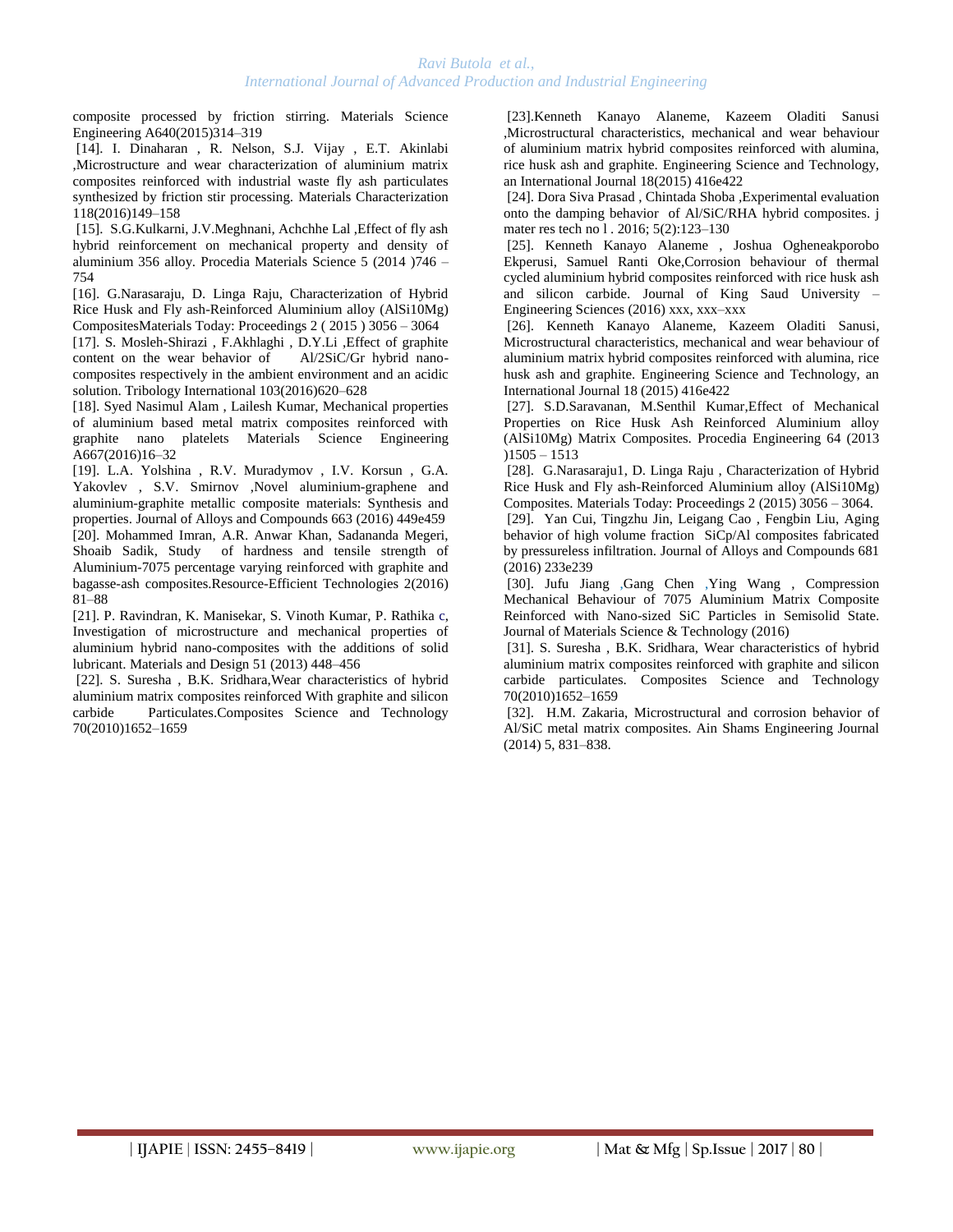composite processed by friction stirring. Materials Science Engineering A640(2015)314–319

[14]. I. Dinaharan , R. Nelson, S.J. Vijay , E.T. Akinlabi ,Microstructure and wear characterization of aluminium matrix composites reinforced with industrial waste fly ash particulates synthesized by friction stir processing. Materials Characterization 118(2016)149–158

[15]. S.G.Kulkarni, J.V.Meghnani, Achchhe Lal ,Effect of fly ash hybrid reinforcement on mechanical property and density of aluminium 356 alloy. Procedia Materials Science 5 (2014 )746 – 754

[16]. G.Narasaraju, D. Linga Raju, Characterization of Hybrid Rice Husk and Fly ash-Reinforced Aluminium alloy (AlSi10Mg) CompositesMaterials Today: Proceedings 2 ( 2015 ) 3056 – 3064

[17]. S. Mosleh-Shirazi , F.Akhlaghi , D.Y.Li ,Effect of graphite content on the wear behavior of Al/2SiC/Gr hybrid nano-composites respectively in the ambient environment and an acidic solution. Tribology International 103(2016)620–628

[18]. Syed Nasimul Alam , Lailesh Kumar, Mechanical properties of aluminium based metal matrix composites reinforced with graphite nano platelets Materials Science Engineering A667(2016)16–32

[19]. L.A. Yolshina , R.V. Muradymov , I.V. Korsun , G.A. Yakovlev , S.V. Smirnov ,Novel aluminium-graphene and aluminium-graphite metallic composite materials: Synthesis and properties. Journal of Alloys and Compounds 663 (2016) 449e459

[20]. Mohammed Imran, A.R. Anwar Khan, Sadananda Megeri, Shoaib Sadik, Study of hardness and tensile strength of Aluminium-7075 percentage varying reinforced with graphite and bagasse-ash composites.Resource-Efficient Technologies 2(2016) 81–88

[21]. P. Ravindran, K. Manisekar, S. Vinoth Kumar, P. Rathika c, Investigation of microstructure and mechanical properties of aluminium hybrid nano-composites with the additions of solid lubricant. Materials and Design 51 (2013) 448–456

[22]. S. Suresha , B.K. Sridhara,Wear characteristics of hybrid aluminium matrix composites reinforced With graphite and silicon carbide Particulates.Composites Science and Technology 70(2010)1652–1659

[23].Kenneth Kanayo Alaneme, Kazeem Oladiti Sanusi ,Microstructural characteristics, mechanical and wear behaviour of aluminium matrix hybrid composites reinforced with alumina, rice husk ash and graphite. Engineering Science and Technology, an International Journal 18(2015) 416e422

[24]. Dora Siva Prasad , Chintada Shoba ,Experimental evaluation onto the damping behavior of Al/SiC/RHA hybrid composites. j mater res tech no l . 2016; 5(2):123–130

[25]. Kenneth Kanayo Alaneme , Joshua Ogheneakporobo Ekperusi, Samuel Ranti Oke,Corrosion behaviour of thermal cycled aluminium hybrid composites reinforced with rice husk ash and silicon carbide. Journal of King Saud University – Engineering Sciences (2016) xxx, xxx–xxx

[26]. Kenneth Kanayo Alaneme, Kazeem Oladiti Sanusi, Microstructural characteristics, mechanical and wear behaviour of aluminium matrix hybrid composites reinforced with alumina, rice husk ash and graphite. Engineering Science and Technology, an International Journal 18 (2015) 416e422

[27]. S.D.Saravanan, M.Senthil Kumar,Effect of Mechanical Properties on Rice Husk Ash Reinforced Aluminium alloy (AlSi10Mg) Matrix Composites. Procedia Engineering 64 (2013 )1505 – 1513

[28]. G.Narasaraju1, D. Linga Raju , Characterization of Hybrid Rice Husk and Fly ash-Reinforced Aluminium alloy (AlSi10Mg) Composites. Materials Today: Proceedings 2 (2015) 3056 – 3064.

[29]. Yan Cui, Tingzhu Jin, Leigang Cao , Fengbin Liu, Aging behavior of high volume fraction SiCp/Al composites fabricated by pressureless infiltration. Journal of Alloys and Compounds 681 (2016) 233e239

[30]. Jufu Jiang ,Gang Chen ,Ying Wang , Compression Mechanical Behaviour of 7075 Aluminium Matrix Composite Reinforced with Nano-sized SiC Particles in Semisolid State. Journal of Materials Science & Technology (2016)

[31]. S. Suresha , B.K. Sridhara, Wear characteristics of hybrid aluminium matrix composites reinforced with graphite and silicon carbide particulates. Composites Science and Technology 70(2010)1652–1659

[32]. H.M. Zakaria, Microstructural and corrosion behavior of Al/SiC metal matrix composites. Ain Shams Engineering Journal (2014) 5, 831–838.